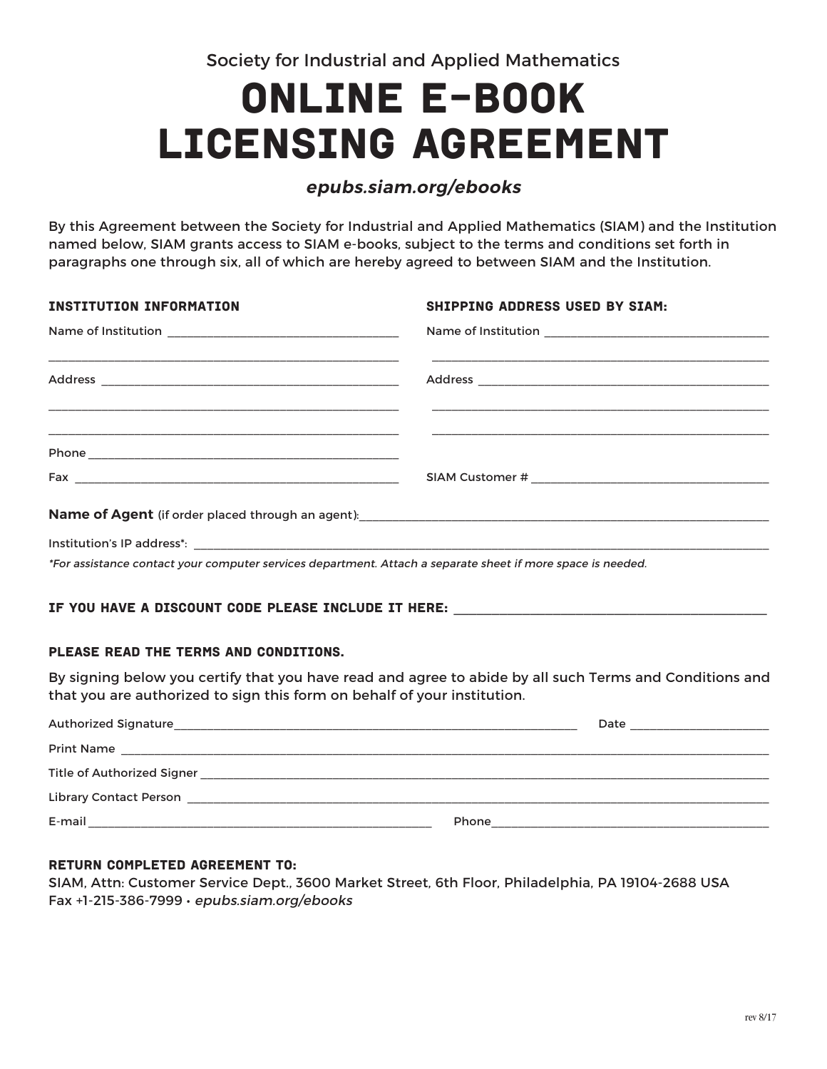Society for Industrial and Applied Mathematics

# ONLINE E-BOOK LICENSING AGREEMENT

*epubs.siam.org/ebooks*

By this Agreement between the Society for Industrial and Applied Mathematics (SIAM) and the Institution named below, SIAM grants access to SIAM e-books, subject to the terms and conditions set forth in paragraphs one through six, all of which are hereby agreed to between SIAM and the Institution.

### INSTITUTION INFORMATION

Name of Institution ___________________________________

_______________________________________________________

Address _______________________________________________

_______________________________________________________

_______________________________________________________

Phone _________________________________________________

Fax ___________________________________________________

### SHIPPING ADDRESS USED BY SIAM:

Name of Institution ___________________________________

_______________________________________________________

Address _______________________________________________

_______________________________________________________

_______________________________________________________

SIAM Customer # _______________________________________

**Name of Agent** (if order placed through an agent):_______________________________________

Institution's IP address*: _______________________________________________________

*\*For assistance contact your computer services department. Attach a separate sheet if more space is needed.*

### IF YOU HAVE A DISCOUNT CODE PLEASE INCLUDE IT HERE: ______________________________

### PLEASE READ THE TERMS AND CONDITIONS.

By signing below you certify that you have read and agree to abide by all such Terms and Conditions and that you are authorized to sign this form on behalf of your institution.

Authorized Signature_______________________________________ Date ____________________

Print Name ____________________________________________________________________

Title of Authorized Signer ______________________________________________________

Library Contact Person _________________________________________________________

E-mail __________________________________ Phone__________________________________

### RETURN COMPLETED AGREEMENT TO:

SIAM, Attn: Customer Service Dept., 3600 Market Street, 6th Floor, Philadelphia, PA 19104-2688 USA
Fax +1-215-386-7999 • *epubs.siam.org/ebooks*

rev 8/17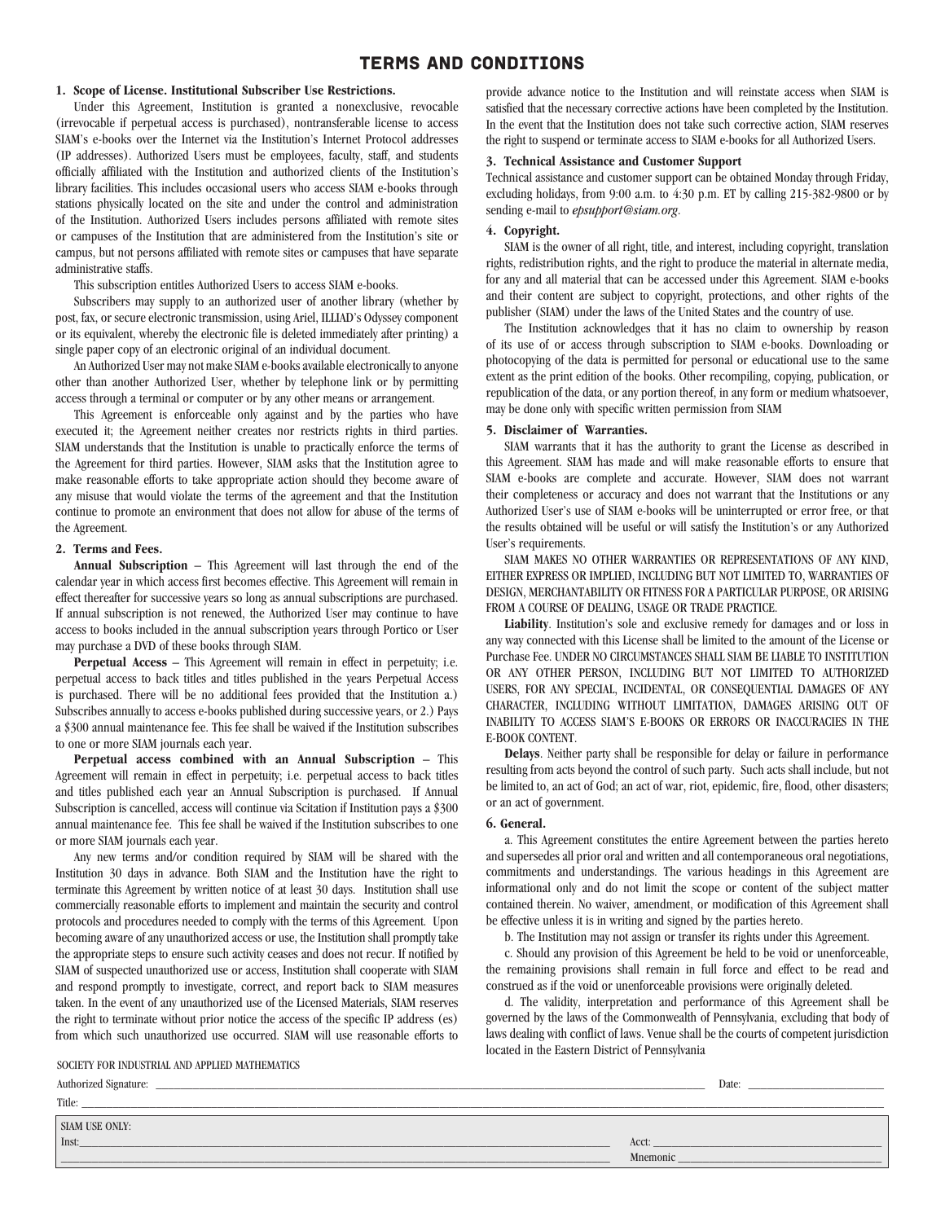# TERMS AND CONDITIONS

**1. Scope of License. Institutional Subscriber Use Restrictions.**

Under this Agreement, Institution is granted a nonexclusive, revocable (irrevocable if perpetual access is purchased), nontransferable license to access SIAM's e-books over the Internet via the Institution's Internet Protocol addresses (IP addresses). Authorized Users must be employees, faculty, staff, and students officially affiliated with the Institution and authorized clients of the Institution's library facilities. This includes occasional users who access SIAM e-books through stations physically located on the site and under the control and administration of the Institution. Authorized Users includes persons affiliated with remote sites or campuses of the Institution that are administered from the Institution's site or campus, but not persons affiliated with remote sites or campuses that have separate administrative staffs.

This subscription entitles Authorized Users to access SIAM e-books.

Subscribers may supply to an authorized user of another library (whether by post, fax, or secure electronic transmission, using Ariel, ILLIAD's Odyssey component or its equivalent, whereby the electronic file is deleted immediately after printing) a single paper copy of an electronic original of an individual document.

An Authorized User may not make SIAM e-books available electronically to anyone other than another Authorized User, whether by telephone link or by permitting access through a terminal or computer or by any other means or arrangement.

This Agreement is enforceable only against and by the parties who have executed it; the Agreement neither creates nor restricts rights in third parties. SIAM understands that the Institution is unable to practically enforce the terms of the Agreement for third parties. However, SIAM asks that the Institution agree to make reasonable efforts to take appropriate action should they become aware of any misuse that would violate the terms of the agreement and that the Institution continue to promote an environment that does not allow for abuse of the terms of the Agreement.

**2. Terms and Fees.**

**Annual Subscription** – This Agreement will last through the end of the calendar year in which access first becomes effective. This Agreement will remain in effect thereafter for successive years so long as annual subscriptions are purchased. If annual subscription is not renewed, the Authorized User may continue to have access to books included in the annual subscription years through Portico or User may purchase a DVD of these books through SIAM.

**Perpetual Access** – This Agreement will remain in effect in perpetuity; i.e. perpetual access to back titles and titles published in the years Perpetual Access is purchased. There will be no additional fees provided that the Institution a.) Subscribes annually to access e-books published during successive years, or 2.) Pays a $300 annual maintenance fee. This fee shall be waived if the Institution subscribes to one or more SIAM journals each year.

**Perpetual access combined with an Annual Subscription** – This Agreement will remain in effect in perpetuity; i.e. perpetual access to back titles and titles published each year an Annual Subscription is purchased. If Annual Subscription is cancelled, access will continue via Scitation if Institution pays a $300 annual maintenance fee. This fee shall be waived if the Institution subscribes to one or more SIAM journals each year.

Any new terms and/or condition required by SIAM will be shared with the Institution 30 days in advance. Both SIAM and the Institution have the right to terminate this Agreement by written notice of at least 30 days. Institution shall use commercially reasonable efforts to implement and maintain the security and control protocols and procedures needed to comply with the terms of this Agreement. Upon becoming aware of any unauthorized access or use, the Institution shall promptly take the appropriate steps to ensure such activity ceases and does not recur. If notified by SIAM of suspected unauthorized use or access, Institution shall cooperate with SIAM and respond promptly to investigate, correct, and report back to SIAM measures taken. In the event of any unauthorized use of the Licensed Materials, SIAM reserves the right to terminate without prior notice the access of the specific IP address (es) from which such unauthorized use occurred. SIAM will use reasonable efforts to provide advance notice to the Institution and will reinstate access when SIAM is satisfied that the necessary corrective actions have been completed by the Institution. In the event that the Institution does not take such corrective action, SIAM reserves the right to suspend or terminate access to SIAM e-books for all Authorized Users.

**3. Technical Assistance and Customer Support**

Technical assistance and customer support can be obtained Monday through Friday, excluding holidays, from 9:00 a.m. to 4:30 p.m. ET by calling 215-382-9800 or by sending e-mail to *epsupport@siam.org*.

**4. Copyright.**

SIAM is the owner of all right, title, and interest, including copyright, translation rights, redistribution rights, and the right to produce the material in alternate media, for any and all material that can be accessed under this Agreement. SIAM e-books and their content are subject to copyright, protections, and other rights of the publisher (SIAM) under the laws of the United States and the country of use.

The Institution acknowledges that it has no claim to ownership by reason of its use of or access through subscription to SIAM e-books. Downloading or photocopying of the data is permitted for personal or educational use to the same extent as the print edition of the books. Other recompiling, copying, publication, or republication of the data, or any portion thereof, in any form or medium whatsoever, may be done only with specific written permission from SIAM

**5. Disclaimer of Warranties.**

SIAM warrants that it has the authority to grant the License as described in this Agreement. SIAM has made and will make reasonable efforts to ensure that SIAM e-books are complete and accurate. However, SIAM does not warrant their completeness or accuracy and does not warrant that the Institutions or any Authorized User's use of SIAM e-books will be uninterrupted or error free, or that the results obtained will be useful or will satisfy the Institution's or any Authorized User's requirements.

SIAM MAKES NO OTHER WARRANTIES OR REPRESENTATIONS OF ANY KIND, EITHER EXPRESS OR IMPLIED, INCLUDING BUT NOT LIMITED TO, WARRANTIES OF DESIGN, MERCHANTABILITY OR FITNESS FOR A PARTICULAR PURPOSE, OR ARISING FROM A COURSE OF DEALING, USAGE OR TRADE PRACTICE.

**Liability**. Institution's sole and exclusive remedy for damages and or loss in any way connected with this License shall be limited to the amount of the License or Purchase Fee. UNDER NO CIRCUMSTANCES SHALL SIAM BE LIABLE TO INSTITUTION OR ANY OTHER PERSON, INCLUDING BUT NOT LIMITED TO AUTHORIZED USERS, FOR ANY SPECIAL, INCIDENTAL, OR CONSEQUENTIAL DAMAGES OF ANY CHARACTER, INCLUDING WITHOUT LIMITATION, DAMAGES ARISING OUT OF INABILITY TO ACCESS SIAM'S E-BOOKS OR ERRORS OR INACCURACIES IN THE E-BOOK CONTENT.

**Delays**. Neither party shall be responsible for delay or failure in performance resulting from acts beyond the control of such party. Such acts shall include, but not be limited to, an act of God; an act of war, riot, epidemic, fire, flood, other disasters; or an act of government.

**6. General.**

a. This Agreement constitutes the entire Agreement between the parties hereto and supersedes all prior oral and written and all contemporaneous oral negotiations, commitments and understandings. The various headings in this Agreement are informational only and do not limit the scope or content of the subject matter contained therein. No waiver, amendment, or modification of this Agreement shall be effective unless it is in writing and signed by the parties hereto.

b. The Institution may not assign or transfer its rights under this Agreement.

c. Should any provision of this Agreement be held to be void or unenforceable, the remaining provisions shall remain in full force and effect to be read and construed as if the void or unenforceable provisions were originally deleted.

d. The validity, interpretation and performance of this Agreement shall be governed by the laws of the Commonwealth of Pennsylvania, excluding that body of laws dealing with conflict of laws. Venue shall be the courts of competent jurisdiction located in the Eastern District of Pennsylvania

SOCIETY FOR INDUSTRIAL AND APPLIED MATHEMATICS

Authorized Signature: ______________________________ Date: ______________

Title: ______________________________

SIAM USE ONLY:

Inst: ______________________________ Acct: ______________

______________________________ Mnemonic ______________